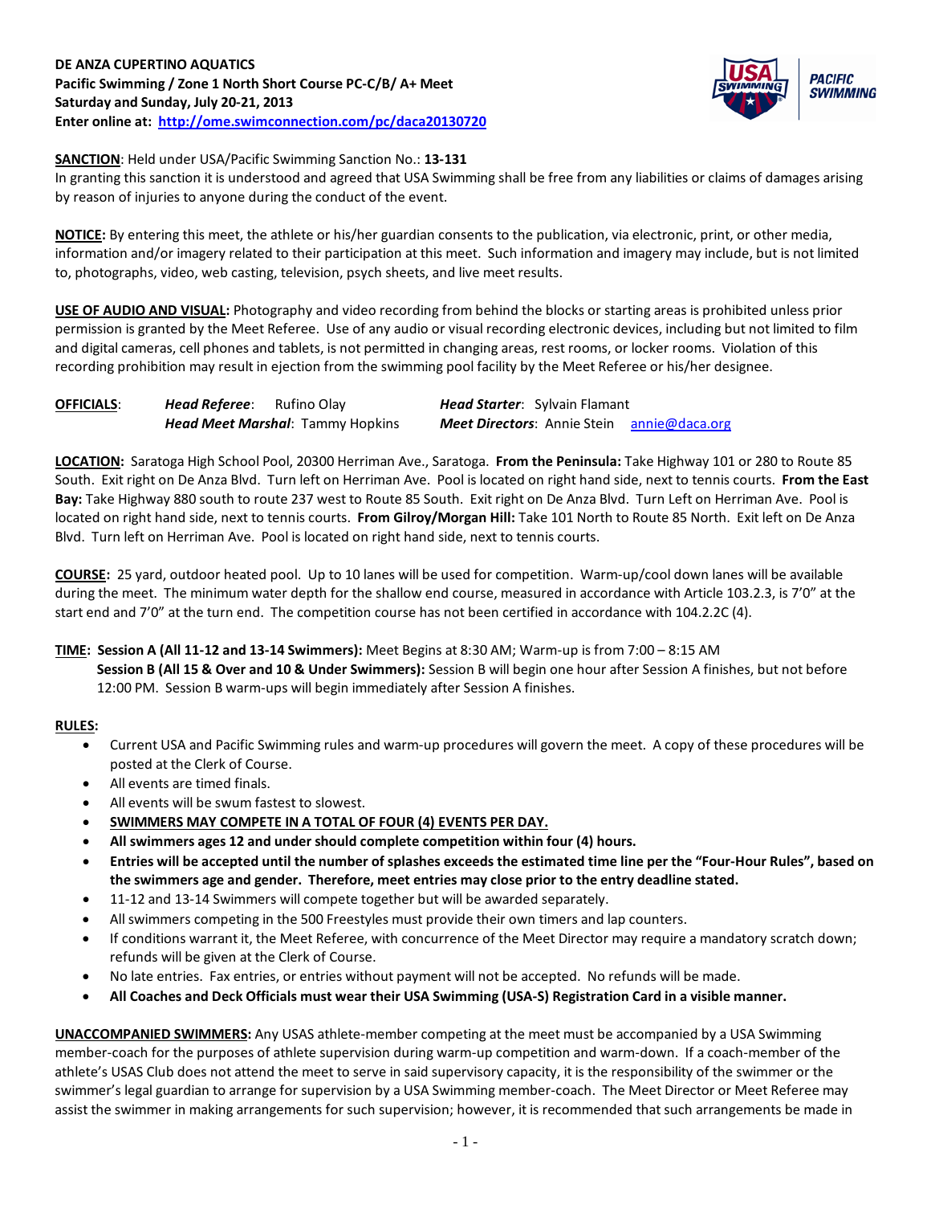**DE ANZA CUPERTINO AQUATICS**
**Pacific Swimming / Zone 1 North Short Course PC-C/B/ A+ Meet**
**Saturday and Sunday, July 20-21, 2013**
**Enter online at: http://ome.swimconnection.com/pc/daca20130720**

**SANCTION**: Held under USA/Pacific Swimming Sanction No.: **13-131**
In granting this sanction it is understood and agreed that USA Swimming shall be free from any liabilities or claims of damages arising by reason of injuries to anyone during the conduct of the event.

**NOTICE:** By entering this meet, the athlete or his/her guardian consents to the publication, via electronic, print, or other media, information and/or imagery related to their participation at this meet. Such information and imagery may include, but is not limited to, photographs, video, web casting, television, psych sheets, and live meet results.

**USE OF AUDIO AND VISUAL:** Photography and video recording from behind the blocks or starting areas is prohibited unless prior permission is granted by the Meet Referee. Use of any audio or visual recording electronic devices, including but not limited to film and digital cameras, cell phones and tablets, is not permitted in changing areas, rest rooms, or locker rooms. Violation of this recording prohibition may result in ejection from the swimming pool facility by the Meet Referee or his/her designee.

**OFFICIALS**: ***Head Referee***: Rufino Olay ***Head Starter***: Sylvain Flamant
***Head Meet Marshal***: Tammy Hopkins ***Meet Directors***: Annie Stein annie@daca.org

**LOCATION:** Saratoga High School Pool, 20300 Herriman Ave., Saratoga. **From the Peninsula:** Take Highway 101 or 280 to Route 85 South. Exit right on De Anza Blvd. Turn left on Herriman Ave. Pool is located on right hand side, next to tennis courts. **From the East Bay:** Take Highway 880 south to route 237 west to Route 85 South. Exit right on De Anza Blvd. Turn Left on Herriman Ave. Pool is located on right hand side, next to tennis courts. **From Gilroy/Morgan Hill:** Take 101 North to Route 85 North. Exit left on De Anza Blvd. Turn left on Herriman Ave. Pool is located on right hand side, next to tennis courts.

**COURSE:** 25 yard, outdoor heated pool. Up to 10 lanes will be used for competition. Warm-up/cool down lanes will be available during the meet. The minimum water depth for the shallow end course, measured in accordance with Article 103.2.3, is 7'0" at the start end and 7'0" at the turn end. The competition course has not been certified in accordance with 104.2.2C (4).

**TIME: Session A (All 11-12 and 13-14 Swimmers):** Meet Begins at 8:30 AM; Warm-up is from 7:00 – 8:15 AM
**Session B (All 15 & Over and 10 & Under Swimmers):** Session B will begin one hour after Session A finishes, but not before 12:00 PM. Session B warm-ups will begin immediately after Session A finishes.

**RULES:**

- Current USA and Pacific Swimming rules and warm-up procedures will govern the meet. A copy of these procedures will be posted at the Clerk of Course.
- All events are timed finals.
- All events will be swum fastest to slowest.
- **SWIMMERS MAY COMPETE IN A TOTAL OF FOUR (4) EVENTS PER DAY.**
- **All swimmers ages 12 and under should complete competition within four (4) hours.**
- **Entries will be accepted until the number of splashes exceeds the estimated time line per the "Four-Hour Rules", based on the swimmers age and gender. Therefore, meet entries may close prior to the entry deadline stated.**
- 11-12 and 13-14 Swimmers will compete together but will be awarded separately.
- All swimmers competing in the 500 Freestyles must provide their own timers and lap counters.
- If conditions warrant it, the Meet Referee, with concurrence of the Meet Director may require a mandatory scratch down; refunds will be given at the Clerk of Course.
- No late entries. Fax entries, or entries without payment will not be accepted. No refunds will be made.
- **All Coaches and Deck Officials must wear their USA Swimming (USA-S) Registration Card in a visible manner.**

**UNACCOMPANIED SWIMMERS:** Any USAS athlete-member competing at the meet must be accompanied by a USA Swimming member-coach for the purposes of athlete supervision during warm-up competition and warm-down. If a coach-member of the athlete's USAS Club does not attend the meet to serve in said supervisory capacity, it is the responsibility of the swimmer or the swimmer's legal guardian to arrange for supervision by a USA Swimming member-coach. The Meet Director or Meet Referee may assist the swimmer in making arrangements for such supervision; however, it is recommended that such arrangements be made in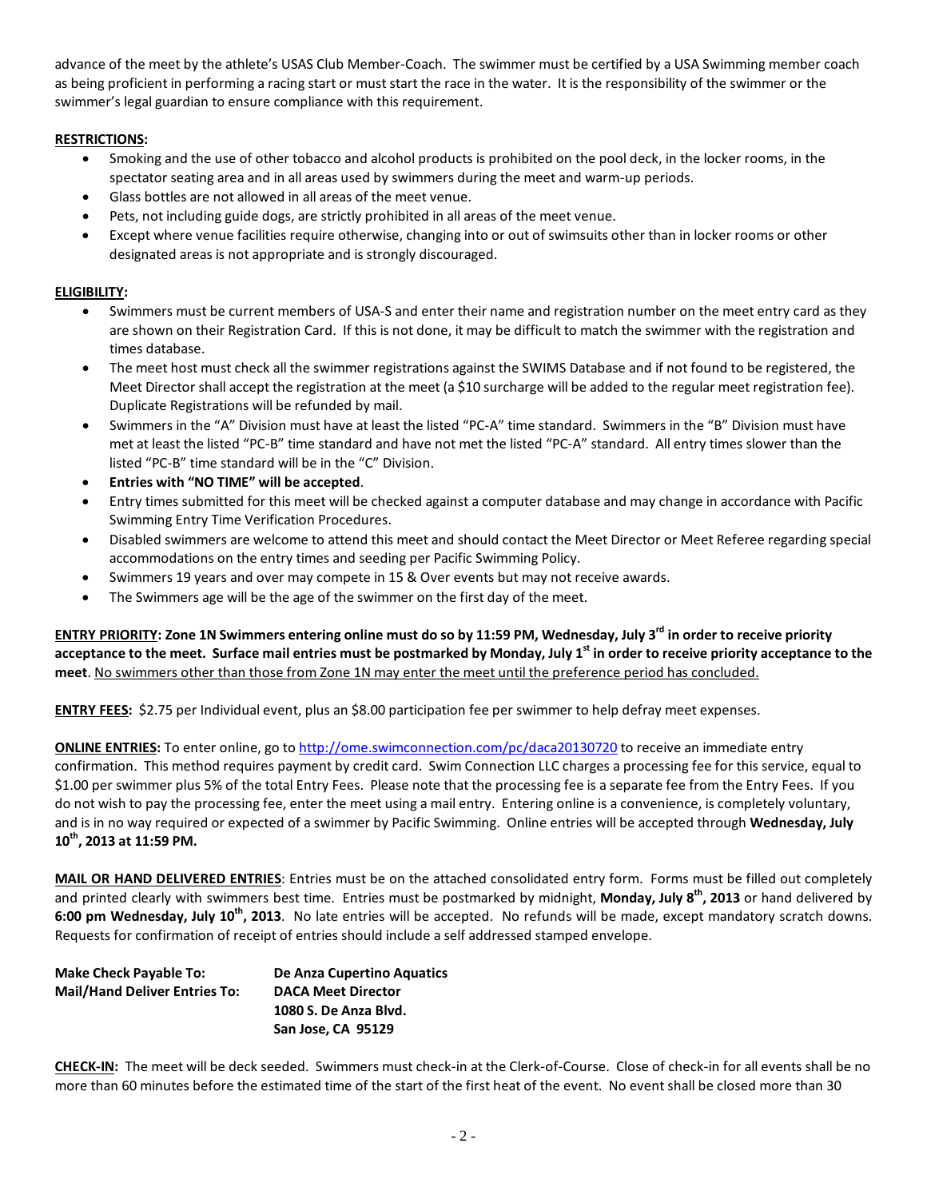advance of the meet by the athlete's USAS Club Member-Coach. The swimmer must be certified by a USA Swimming member coach as being proficient in performing a racing start or must start the race in the water. It is the responsibility of the swimmer or the swimmer's legal guardian to ensure compliance with this requirement.

**RESTRICTIONS:**

- Smoking and the use of other tobacco and alcohol products is prohibited on the pool deck, in the locker rooms, in the spectator seating area and in all areas used by swimmers during the meet and warm-up periods.
- Glass bottles are not allowed in all areas of the meet venue.
- Pets, not including guide dogs, are strictly prohibited in all areas of the meet venue.
- Except where venue facilities require otherwise, changing into or out of swimsuits other than in locker rooms or other designated areas is not appropriate and is strongly discouraged.

**ELIGIBILITY:**

- Swimmers must be current members of USA-S and enter their name and registration number on the meet entry card as they are shown on their Registration Card. If this is not done, it may be difficult to match the swimmer with the registration and times database.
- The meet host must check all the swimmer registrations against the SWIMS Database and if not found to be registered, the Meet Director shall accept the registration at the meet (a $10 surcharge will be added to the regular meet registration fee). Duplicate Registrations will be refunded by mail.
- Swimmers in the "A" Division must have at least the listed "PC-A" time standard. Swimmers in the "B" Division must have met at least the listed "PC-B" time standard and have not met the listed "PC-A" standard. All entry times slower than the listed "PC-B" time standard will be in the "C" Division.
- **Entries with "NO TIME" will be accepted**.
- Entry times submitted for this meet will be checked against a computer database and may change in accordance with Pacific Swimming Entry Time Verification Procedures.
- Disabled swimmers are welcome to attend this meet and should contact the Meet Director or Meet Referee regarding special accommodations on the entry times and seeding per Pacific Swimming Policy.
- Swimmers 19 years and over may compete in 15 & Over events but may not receive awards.
- The Swimmers age will be the age of the swimmer on the first day of the meet.

**ENTRY PRIORITY: Zone 1N Swimmers entering online must do so by 11:59 PM, Wednesday, July 3rd in order to receive priority acceptance to the meet. Surface mail entries must be postmarked by Monday, July 1st in order to receive priority acceptance to the meet**. No swimmers other than those from Zone 1N may enter the meet until the preference period has concluded.

**ENTRY FEES:** $2.75 per Individual event, plus an $8.00 participation fee per swimmer to help defray meet expenses.

**ONLINE ENTRIES:** To enter online, go to http://ome.swimconnection.com/pc/daca20130720 to receive an immediate entry confirmation. This method requires payment by credit card. Swim Connection LLC charges a processing fee for this service, equal to $1.00 per swimmer plus 5% of the total Entry Fees. Please note that the processing fee is a separate fee from the Entry Fees. If you do not wish to pay the processing fee, enter the meet using a mail entry. Entering online is a convenience, is completely voluntary, and is in no way required or expected of a swimmer by Pacific Swimming. Online entries will be accepted through **Wednesday, July 10th, 2013 at 11:59 PM.**

**MAIL OR HAND DELIVERED ENTRIES**: Entries must be on the attached consolidated entry form. Forms must be filled out completely and printed clearly with swimmers best time. Entries must be postmarked by midnight, **Monday, July 8th, 2013** or hand delivered by **6:00 pm Wednesday, July 10th, 2013**. No late entries will be accepted. No refunds will be made, except mandatory scratch downs. Requests for confirmation of receipt of entries should include a self addressed stamped envelope.

**Make Check Payable To:** **De Anza Cupertino Aquatics**
**Mail/Hand Deliver Entries To:** **DACA Meet Director**
**1080 S. De Anza Blvd.**
**San Jose, CA 95129**

**CHECK-IN:** The meet will be deck seeded. Swimmers must check-in at the Clerk-of-Course. Close of check-in for all events shall be no more than 60 minutes before the estimated time of the start of the first heat of the event. No event shall be closed more than 30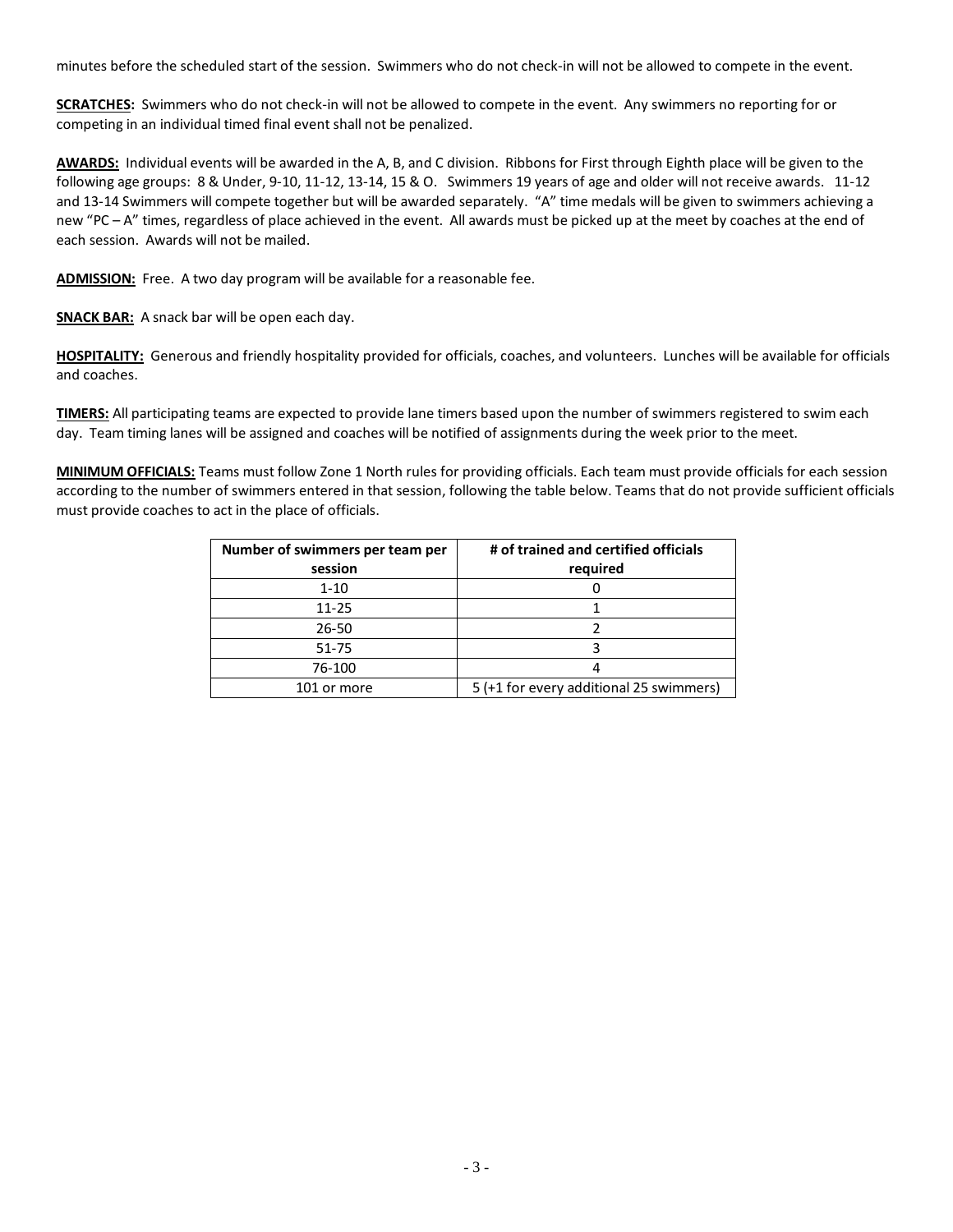minutes before the scheduled start of the session. Swimmers who do not check-in will not be allowed to compete in the event.

**SCRATCHES:** Swimmers who do not check-in will not be allowed to compete in the event. Any swimmers no reporting for or competing in an individual timed final event shall not be penalized.

**AWARDS:** Individual events will be awarded in the A, B, and C division. Ribbons for First through Eighth place will be given to the following age groups: 8 & Under, 9-10, 11-12, 13-14, 15 & O. Swimmers 19 years of age and older will not receive awards. 11-12 and 13-14 Swimmers will compete together but will be awarded separately. "A" time medals will be given to swimmers achieving a new "PC – A" times, regardless of place achieved in the event. All awards must be picked up at the meet by coaches at the end of each session. Awards will not be mailed.

**ADMISSION:** Free. A two day program will be available for a reasonable fee.

**SNACK BAR:** A snack bar will be open each day.

**HOSPITALITY:** Generous and friendly hospitality provided for officials, coaches, and volunteers. Lunches will be available for officials and coaches.

**TIMERS:** All participating teams are expected to provide lane timers based upon the number of swimmers registered to swim each day. Team timing lanes will be assigned and coaches will be notified of assignments during the week prior to the meet.

**MINIMUM OFFICIALS:** Teams must follow Zone 1 North rules for providing officials. Each team must provide officials for each session according to the number of swimmers entered in that session, following the table below. Teams that do not provide sufficient officials must provide coaches to act in the place of officials.

| Number of swimmers per team per session | # of trained and certified officials required |
|---|---|
| 1-10 | 0 |
| 11-25 | 1 |
| 26-50 | 2 |
| 51-75 | 3 |
| 76-100 | 4 |
| 101 or more | 5 (+1 for every additional 25 swimmers) |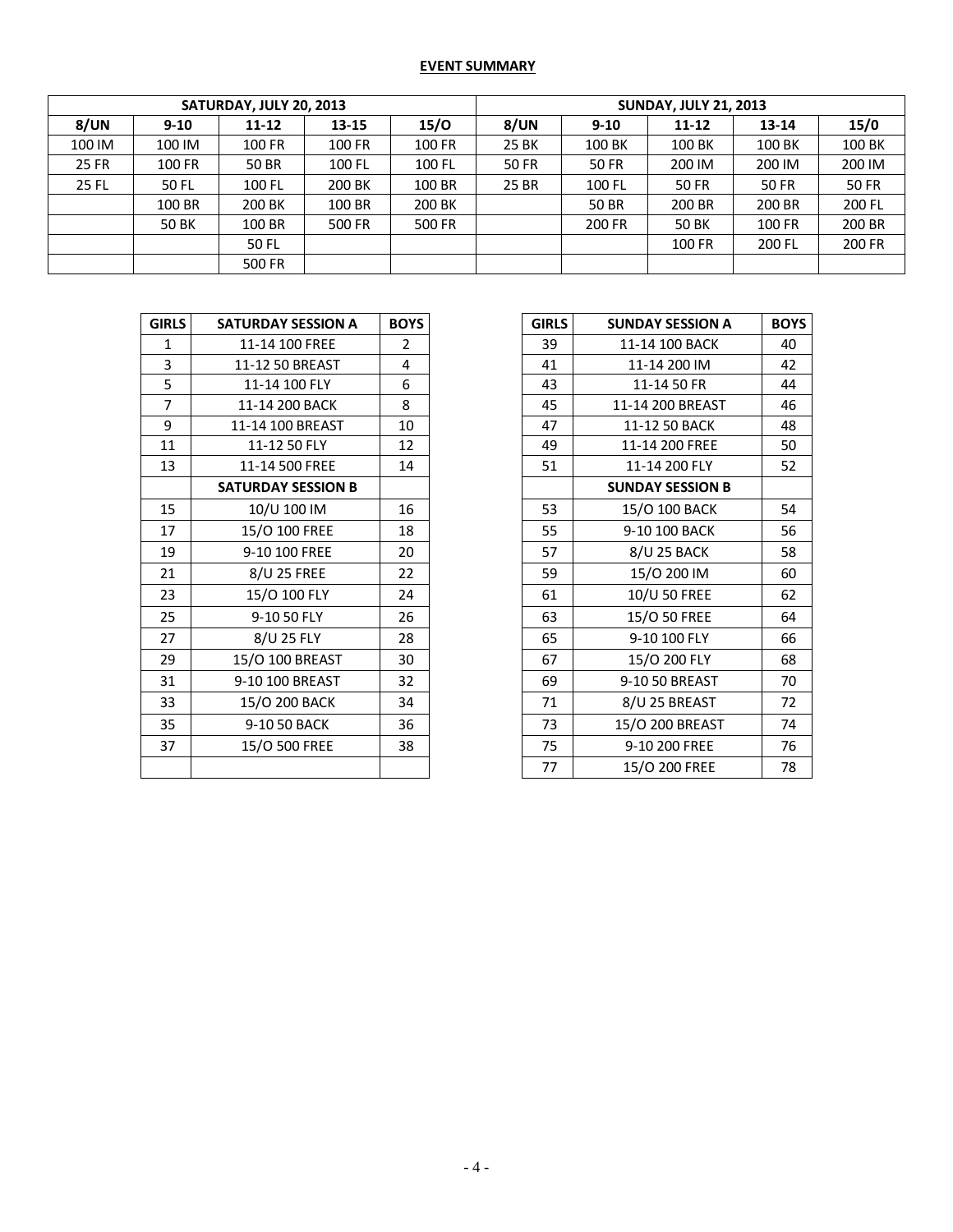**EVENT SUMMARY**

| SATURDAY, JULY 20, 2013 | | | | | SUNDAY, JULY 21, 2013 | | | | |
|---|---|---|---|---|---|---|---|---|---|
| **8/UN** | **9-10** | **11-12** | **13-15** | **15/O** | **8/UN** | **9-10** | **11-12** | **13-14** | **15/0** |
| 100 IM | 100 IM | 100 FR | 100 FR | 100 FR | 25 BK | 100 BK | 100 BK | 100 BK | 100 BK |
| 25 FR | 100 FR | 50 BR | 100 FL | 100 FL | 50 FR | 50 FR | 200 IM | 200 IM | 200 IM |
| 25 FL | 50 FL | 100 FL | 200 BK | 100 BR | 25 BR | 100 FL | 50 FR | 50 FR | 50 FR |
| | 100 BR | 200 BK | 100 BR | 200 BK | | 50 BR | 200 BR | 200 BR | 200 FL |
| | 50 BK | 100 BR | 500 FR | 500 FR | | 200 FR | 50 BK | 100 FR | 200 BR |
| | | 50 FL | | | | | 100 FR | 200 FL | 200 FR |
| | | 500 FR | | | | | | | |

| GIRLS | SATURDAY SESSION A | BOYS |
|---|---|---|
| 1 | 11-14 100 FREE | 2 |
| 3 | 11-12 50 BREAST | 4 |
| 5 | 11-14 100 FLY | 6 |
| 7 | 11-14 200 BACK | 8 |
| 9 | 11-14 100 BREAST | 10 |
| 11 | 11-12 50 FLY | 12 |
| 13 | 11-14 500 FREE | 14 |
| | **SATURDAY SESSION B** | |
| 15 | 10/U 100 IM | 16 |
| 17 | 15/O 100 FREE | 18 |
| 19 | 9-10 100 FREE | 20 |
| 21 | 8/U 25 FREE | 22 |
| 23 | 15/O 100 FLY | 24 |
| 25 | 9-10 50 FLY | 26 |
| 27 | 8/U 25 FLY | 28 |
| 29 | 15/O 100 BREAST | 30 |
| 31 | 9-10 100 BREAST | 32 |
| 33 | 15/O 200 BACK | 34 |
| 35 | 9-10 50 BACK | 36 |
| 37 | 15/O 500 FREE | 38 |

| GIRLS | SUNDAY SESSION A | BOYS |
|---|---|---|
| 39 | 11-14 100 BACK | 40 |
| 41 | 11-14 200 IM | 42 |
| 43 | 11-14 50 FR | 44 |
| 45 | 11-14 200 BREAST | 46 |
| 47 | 11-12 50 BACK | 48 |
| 49 | 11-14 200 FREE | 50 |
| 51 | 11-14 200 FLY | 52 |
| | **SUNDAY SESSION B** | |
| 53 | 15/O 100 BACK | 54 |
| 55 | 9-10 100 BACK | 56 |
| 57 | 8/U 25 BACK | 58 |
| 59 | 15/O 200 IM | 60 |
| 61 | 10/U 50 FREE | 62 |
| 63 | 15/O 50 FREE | 64 |
| 65 | 9-10 100 FLY | 66 |
| 67 | 15/O 200 FLY | 68 |
| 69 | 9-10 50 BREAST | 70 |
| 71 | 8/U 25 BREAST | 72 |
| 73 | 15/O 200 BREAST | 74 |
| 75 | 9-10 200 FREE | 76 |
| 77 | 15/O 200 FREE | 78 |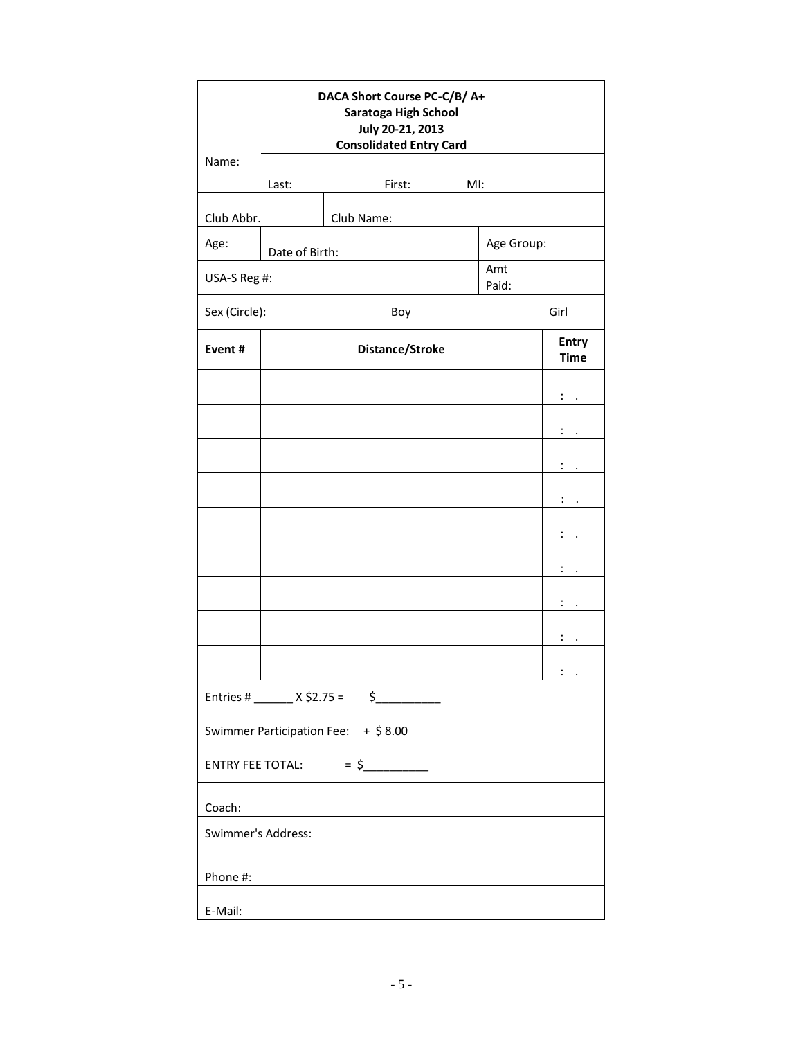**DACA Short Course PC-C/B/ A+**
**Saratoga High School**
**July 20-21, 2013**
**Consolidated Entry Card**

Name:

Last: First: MI:

| | | | |
|---|---|---|---|
| Club Abbr. | Club Name: | | |
| Age: | Date of Birth: | Age Group: | |
| USA-S Reg #: | | Amt Paid: | |
| Sex (Circle): | Boy | | Girl |

| **Event #** | **Distance/Stroke** | **Entry Time** |
|---|---|---|
| | | : . |
| | | : . |
| | | : . |
| | | : . |
| | | : . |
| | | : . |
| | | : . |
| | | : . |
| | | : . |

Entries # ______ X $2.75 = $__________

Swimmer Participation Fee: + $ 8.00

ENTRY FEE TOTAL: = $__________

Coach:

Swimmer's Address:

Phone #:

E-Mail: